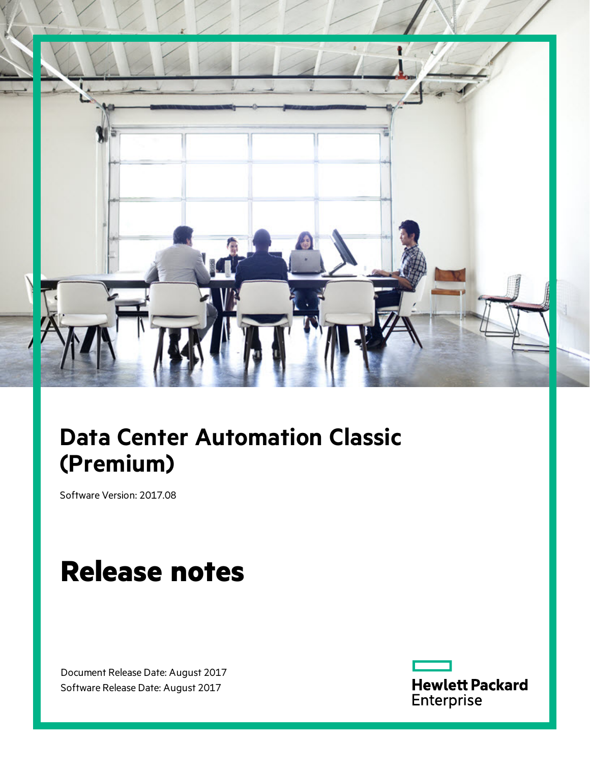# Data Center Automation Classic (Premium)

Software Version: 2017.08

# Release notes

Document Release Date: August 2017
Software Release Date: August 2017

Hewlett Packard Enterprise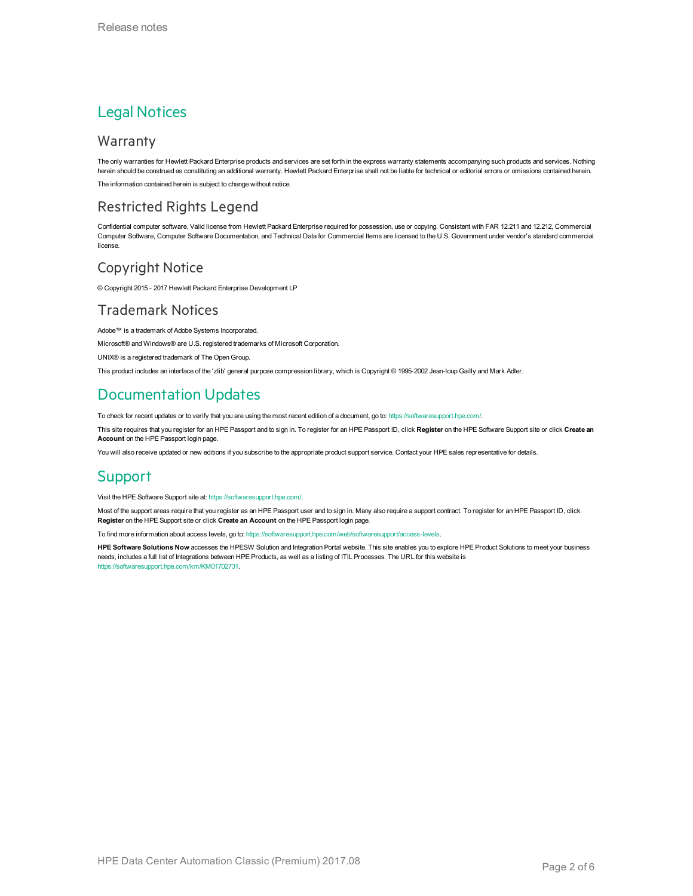# Legal Notices

## Warranty

The only warranties for Hewlett Packard Enterprise products and services are set forth in the express warranty statements accompanying such products and services. Nothing herein should be construed as constituting an additional warranty. Hewlett Packard Enterprise shall not be liable for technical or editorial errors or omissions contained herein.

The information contained herein is subject to change without notice.

## Restricted Rights Legend

Confidential computer software. Valid license from Hewlett Packard Enterprise required for possession, use or copying. Consistent with FAR 12.211 and 12.212, Commercial Computer Software, Computer Software Documentation, and Technical Data for Commercial Items are licensed to the U.S. Government under vendor's standard commercial license.

## Copyright Notice

© Copyright 2015 - 2017 Hewlett Packard Enterprise Development LP

## Trademark Notices

Adobe™ is a trademark of Adobe Systems Incorporated.

Microsoft® and Windows® are U.S. registered trademarks of Microsoft Corporation.

UNIX® is a registered trademark of The Open Group.

This product includes an interface of the 'zlib' general purpose compression library, which is Copyright © 1995-2002 Jean-loup Gailly and Mark Adler.

# Documentation Updates

To check for recent updates or to verify that you are using the most recent edition of a document, go to: https://softwaresupport.hpe.com/.

This site requires that you register for an HPE Passport and to sign in. To register for an HPE Passport ID, click **Register** on the HPE Software Support site or click **Create an Account** on the HPE Passport login page.

You will also receive updated or new editions if you subscribe to the appropriate product support service. Contact your HPE sales representative for details.

# Support

Visit the HPE Software Support site at: https://softwaresupport.hpe.com/.

Most of the support areas require that you register as an HPE Passport user and to sign in. Many also require a support contract. To register for an HPE Passport ID, click **Register** on the HPE Support site or click **Create an Account** on the HPE Passport login page.

To find more information about access levels, go to: https://softwaresupport.hpe.com/web/softwaresupport/access-levels.

**HPE Software Solutions Now** accesses the HPESW Solution and Integration Portal website. This site enables you to explore HPE Product Solutions to meet your business needs, includes a full list of Integrations between HPE Products, as well as a listing of ITIL Processes. The URL for this website is https://softwaresupport.hpe.com/km/KM01702731.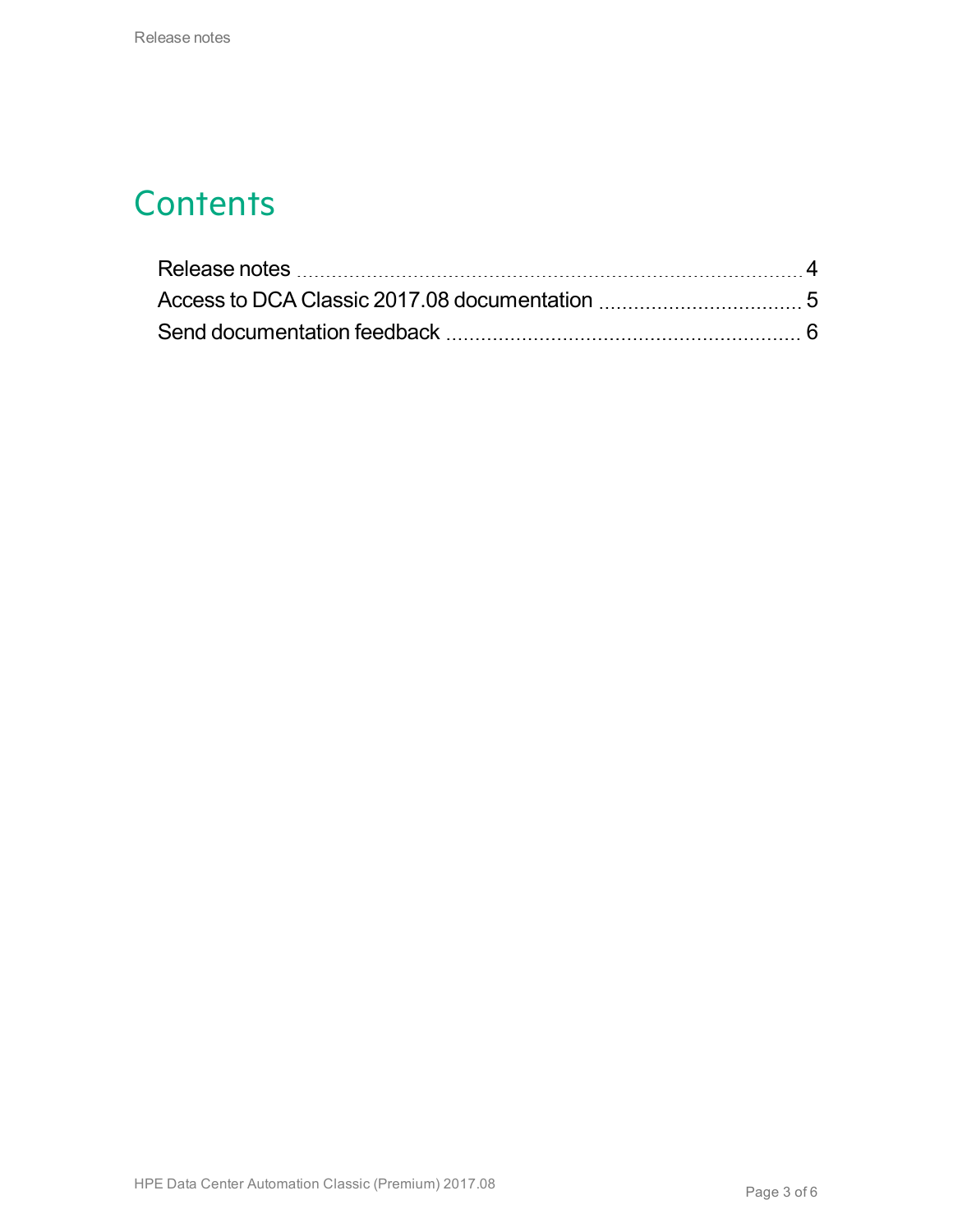# Contents

- Release notes ........ 4
- Access to DCA Classic 2017.08 documentation ........ 5
- Send documentation feedback ........ 6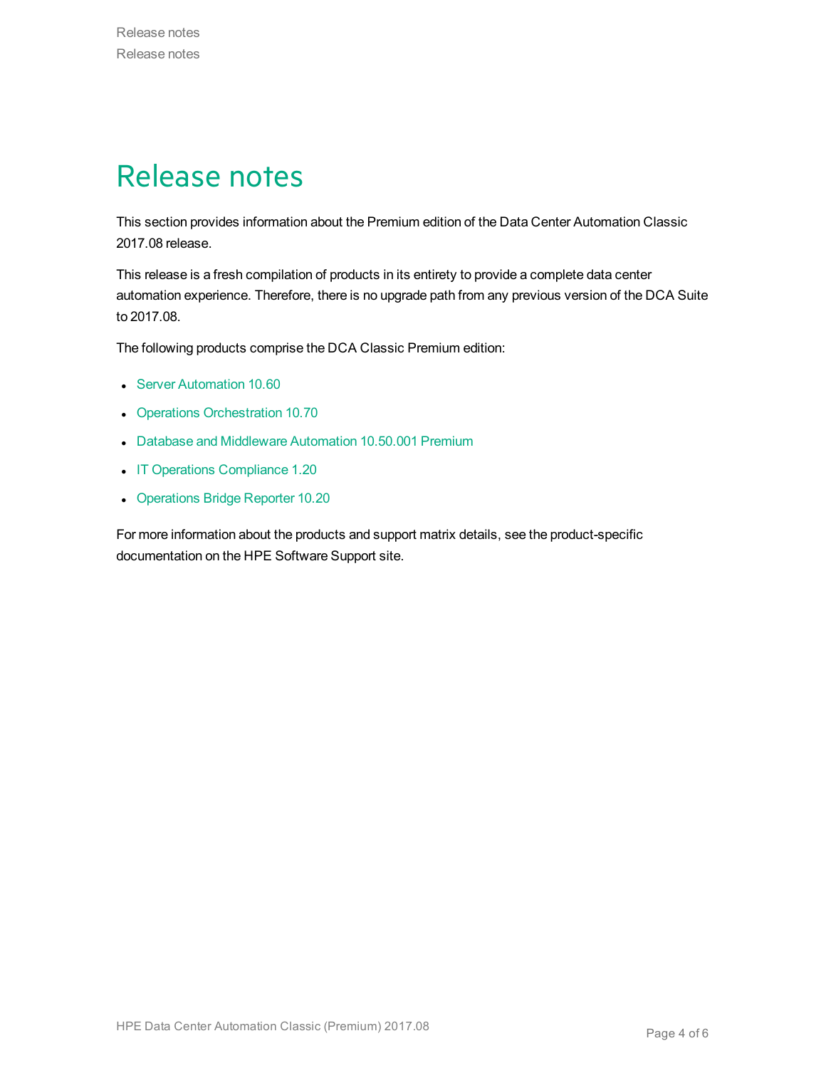# Release notes

This section provides information about the Premium edition of the Data Center Automation Classic 2017.08 release.

This release is a fresh compilation of products in its entirety to provide a complete data center automation experience. Therefore, there is no upgrade path from any previous version of the DCA Suite to 2017.08.

The following products comprise the DCA Classic Premium edition:

- Server Automation 10.60
- Operations Orchestration 10.70
- Database and Middleware Automation 10.50.001 Premium
- IT Operations Compliance 1.20
- Operations Bridge Reporter 10.20

For more information about the products and support matrix details, see the product-specific documentation on the HPE Software Support site.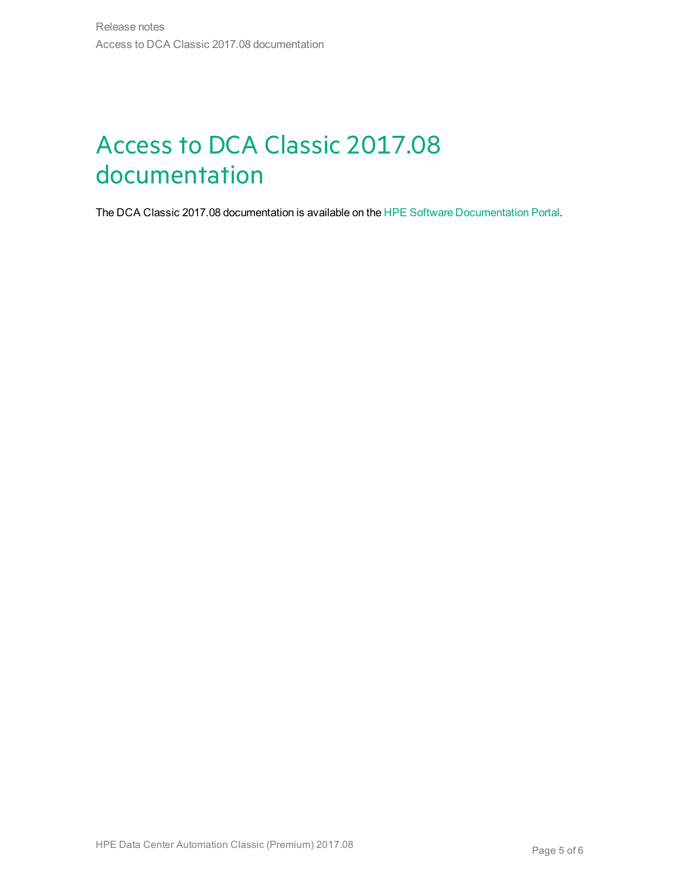# Access to DCA Classic 2017.08 documentation

The DCA Classic 2017.08 documentation is available on the HPE Software Documentation Portal.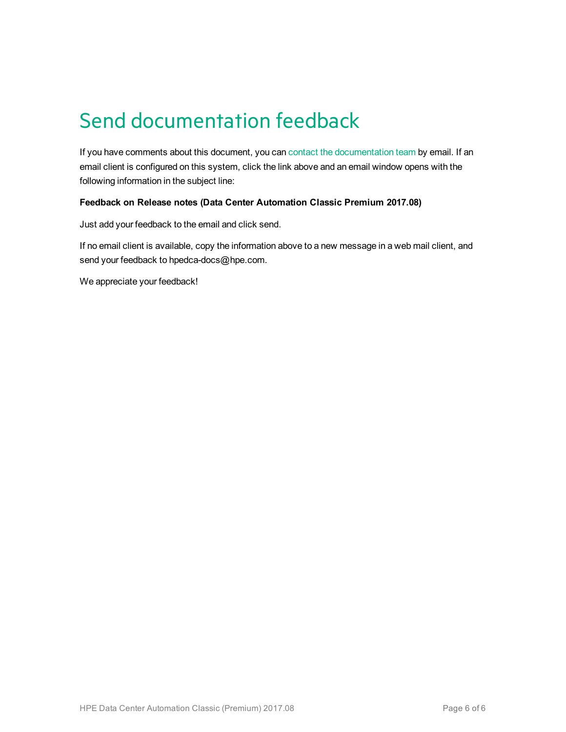# Send documentation feedback

If you have comments about this document, you can contact the documentation team by email. If an email client is configured on this system, click the link above and an email window opens with the following information in the subject line:

**Feedback on Release notes (Data Center Automation Classic Premium 2017.08)**

Just add your feedback to the email and click send.

If no email client is available, copy the information above to a new message in a web mail client, and send your feedback to hpedca-docs@hpe.com.

We appreciate your feedback!